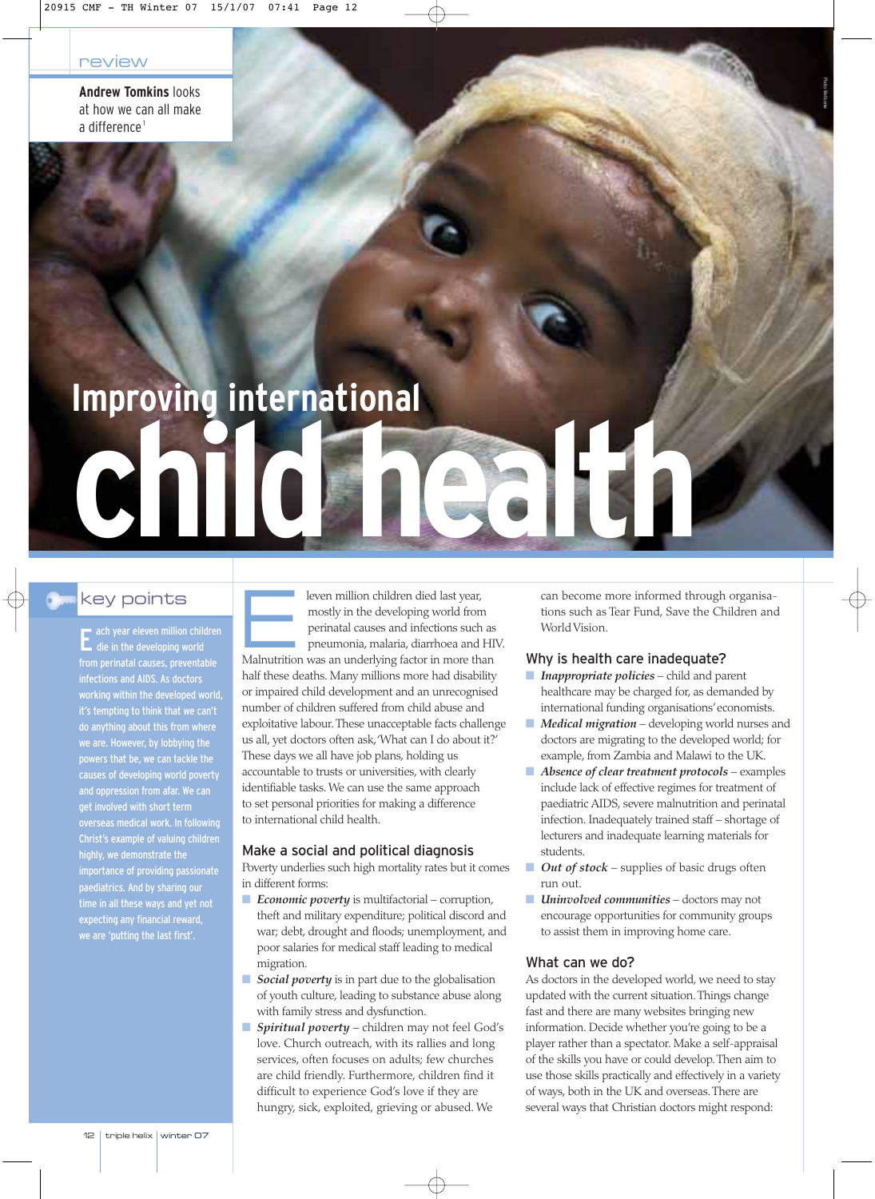review

**Andrew Tomkins** looks at how we can all make a difference[1]

# Improving international child health

## key points

Each year eleven million children die in the developing world from perinatal causes, preventable infections and AIDS. As doctors working within the developed world, it's tempting to think that we can't do anything about this from where we are. However, by lobbying the powers that be, we can tackle the causes of developing world poverty and oppression from afar. We can get involved with short term overseas medical work. In following Christ's example of valuing children highly, we demonstrate the importance of providing passionate paediatrics. And by sharing our time in all these ways and yet not expecting any financial reward, we are 'putting the last first'.

Eleven million children died last year, mostly in the developing world from perinatal causes and infections such as pneumonia, malaria, diarrhoea and HIV. Malnutrition was an underlying factor in more than half these deaths. Many millions more had disability or impaired child development and an unrecognised number of children suffered from child abuse and exploitative labour. These unacceptable facts challenge us all, yet doctors often ask, 'What can I do about it?' These days we all have job plans, holding us accountable to trusts or universities, with clearly identifiable tasks. We can use the same approach to set personal priorities for making a difference to international child health.

### Make a social and political diagnosis

Poverty underlies such high mortality rates but it comes in different forms:

- ***Economic poverty*** is multifactorial – corruption, theft and military expenditure; political discord and war; debt, drought and floods; unemployment, and poor salaries for medical staff leading to medical migration.
- ***Social poverty*** is in part due to the globalisation of youth culture, leading to substance abuse along with family stress and dysfunction.
- ***Spiritual poverty*** – children may not feel God's love. Church outreach, with its rallies and long services, often focuses on adults; few churches are child friendly. Furthermore, children find it difficult to experience God's love if they are hungry, sick, exploited, grieving or abused. We can become more informed through organisations such as Tear Fund, Save the Children and World Vision.

### Why is health care inadequate?

- ***Inappropriate policies*** – child and parent healthcare may be charged for, as demanded by international funding organisations' economists.
- ***Medical migration*** – developing world nurses and doctors are migrating to the developed world; for example, from Zambia and Malawi to the UK.
- ***Absence of clear treatment protocols*** – examples include lack of effective regimes for treatment of paediatric AIDS, severe malnutrition and perinatal infection. Inadequately trained staff – shortage of lecturers and inadequate learning materials for students.
- ***Out of stock*** – supplies of basic drugs often run out.
- ***Uninvolved communities*** – doctors may not encourage opportunities for community groups to assist them in improving home care.

### What can we do?

As doctors in the developed world, we need to stay updated with the current situation. Things change fast and there are many websites bringing new information. Decide whether you're going to be a player rather than a spectator. Make a self-appraisal of the skills you have or could develop. Then aim to use those skills practically and effectively in a variety of ways, both in the UK and overseas. There are several ways that Christian doctors might respond: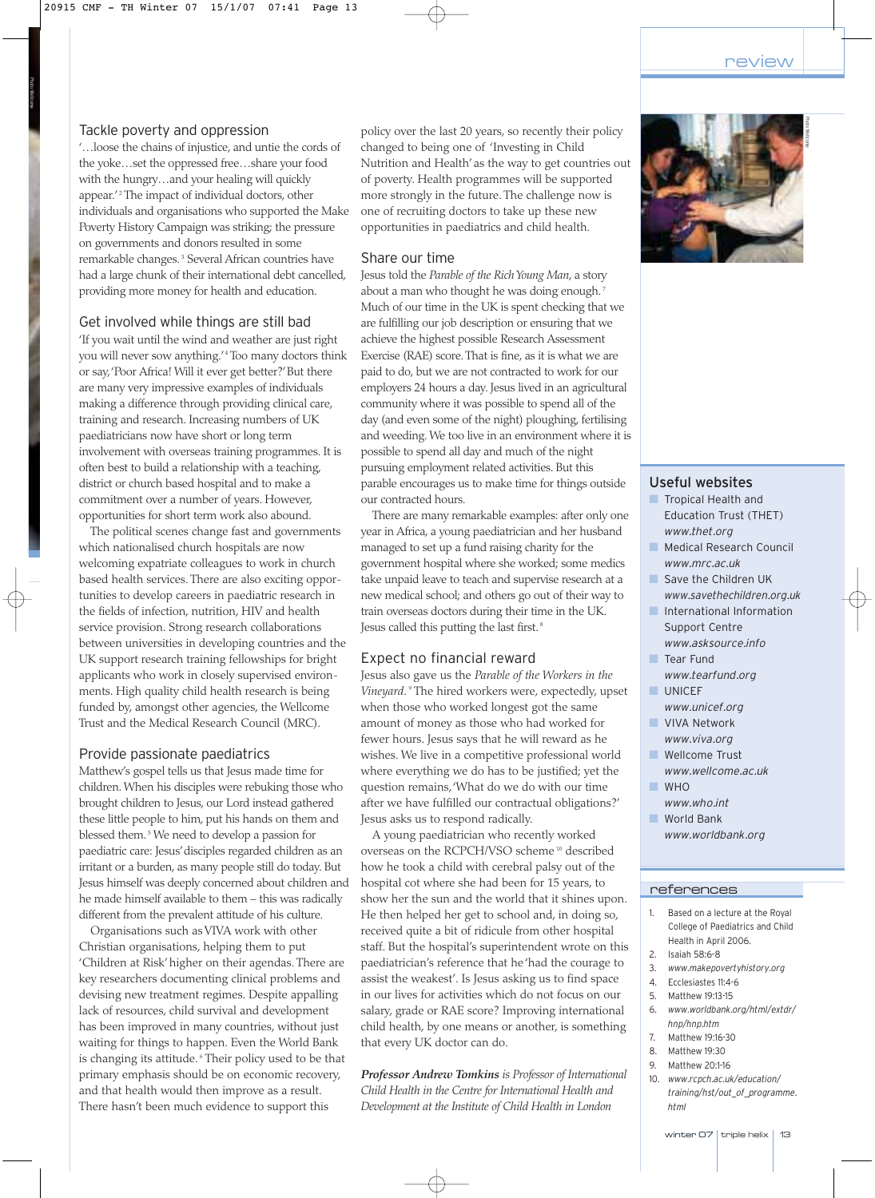## Tackle poverty and oppression

'…loose the chains of injustice, and untie the cords of the yoke…set the oppressed free…share your food with the hungry…and your healing will quickly appear.'[2] The impact of individual doctors, other individuals and organisations who supported the Make Poverty History Campaign was striking; the pressure on governments and donors resulted in some remarkable changes.[3] Several African countries have had a large chunk of their international debt cancelled, providing more money for health and education.

## Get involved while things are still bad

'If you wait until the wind and weather are just right you will never sow anything.'[4] Too many doctors think or say, 'Poor Africa! Will it ever get better?' But there are many very impressive examples of individuals making a difference through providing clinical care, training and research. Increasing numbers of UK paediatricians now have short or long term involvement with overseas training programmes. It is often best to build a relationship with a teaching, district or church based hospital and to make a commitment over a number of years. However, opportunities for short term work also abound.

The political scenes change fast and governments which nationalised church hospitals are now welcoming expatriate colleagues to work in church based health services. There are also exciting opportunities to develop careers in paediatric research in the fields of infection, nutrition, HIV and health service provision. Strong research collaborations between universities in developing countries and the UK support research training fellowships for bright applicants who work in closely supervised environments. High quality child health research is being funded by, amongst other agencies, the Wellcome Trust and the Medical Research Council (MRC).

## Provide passionate paediatrics

Matthew's gospel tells us that Jesus made time for children. When his disciples were rebuking those who brought children to Jesus, our Lord instead gathered these little people to him, put his hands on them and blessed them.[5] We need to develop a passion for paediatric care: Jesus' disciples regarded children as an irritant or a burden, as many people still do today. But Jesus himself was deeply concerned about children and he made himself available to them – this was radically different from the prevalent attitude of his culture.

Organisations such as VIVA work with other Christian organisations, helping them to put 'Children at Risk' higher on their agendas. There are key researchers documenting clinical problems and devising new treatment regimes. Despite appalling lack of resources, child survival and development has been improved in many countries, without just waiting for things to happen. Even the World Bank is changing its attitude.[6] Their policy used to be that primary emphasis should be on economic recovery, and that health would then improve as a result. There hasn't been much evidence to support this policy over the last 20 years, so recently their policy changed to being one of 'Investing in Child Nutrition and Health' as the way to get countries out of poverty. Health programmes will be supported more strongly in the future. The challenge now is one of recruiting doctors to take up these new opportunities in paediatrics and child health.

## Share our time

Jesus told the *Parable of the Rich Young Man*, a story about a man who thought he was doing enough.[7] Much of our time in the UK is spent checking that we are fulfilling our job description or ensuring that we achieve the highest possible Research Assessment Exercise (RAE) score. That is fine, as it is what we are paid to do, but we are not contracted to work for our employers 24 hours a day. Jesus lived in an agricultural community where it was possible to spend all of the day (and even some of the night) ploughing, fertilising and weeding. We too live in an environment where it is possible to spend all day and much of the night pursuing employment related activities. But this parable encourages us to make time for things outside our contracted hours.

There are many remarkable examples: after only one year in Africa, a young paediatrician and her husband managed to set up a fund raising charity for the government hospital where she worked; some medics take unpaid leave to teach and supervise research at a new medical school; and others go out of their way to train overseas doctors during their time in the UK. Jesus called this putting the last first.[8]

## Expect no financial reward

Jesus also gave us the *Parable of the Workers in the Vineyard*.[9] The hired workers were, expectedly, upset when those who worked longest got the same amount of money as those who had worked for fewer hours. Jesus says that he will reward as he wishes. We live in a competitive professional world where everything we do has to be justified; yet the question remains, 'What do we do with our time after we have fulfilled our contractual obligations?' Jesus asks us to respond radically.

A young paediatrician who recently worked overseas on the RCPCH/VSO scheme[10] described how he took a child with cerebral palsy out of the hospital cot where she had been for 15 years, to show her the sun and the world that it shines upon. He then helped her get to school and, in doing so, received quite a bit of ridicule from other hospital staff. But the hospital's superintendent wrote on this paediatrician's reference that he 'had the courage to assist the weakest'. Is Jesus asking us to find space in our lives for activities which do not focus on our salary, grade or RAE score? Improving international child health, by one means or another, is something that every UK doctor can do.

***Professor Andrew Tomkins** is Professor of International Child Health in the Centre for International Health and Development at the Institute of Child Health in London*

## Useful websites

- Tropical Health and Education Trust (THET) *www.thet.org*
- Medical Research Council *www.mrc.ac.uk*
- Save the Children UK *www.savethechildren.org.uk*
- International Information Support Centre *www.asksource.info*
- Tear Fund *www.tearfund.org*
- UNICEF *www.unicef.org*
- VIVA Network *www.viva.org*
- Wellcome Trust *www.wellcome.ac.uk*
- WHO *www.who.int*
- World Bank *www.worldbank.org*

## references

1. Based on a lecture at the Royal College of Paediatrics and Child Health in April 2006.
2. Isaiah 58:6-8
3. *www.makepovertyhistory.org*
4. Ecclesiastes 11:4-6
5. Matthew 19:13-15
6. *www.worldbank.org/html/extdr/hnp/hnp.htm*
7. Matthew 19:16-30
8. Matthew 19:30
9. Matthew 20:1-16
10. *www.rcpch.ac.uk/education/training/hst/out_of_programme.html*